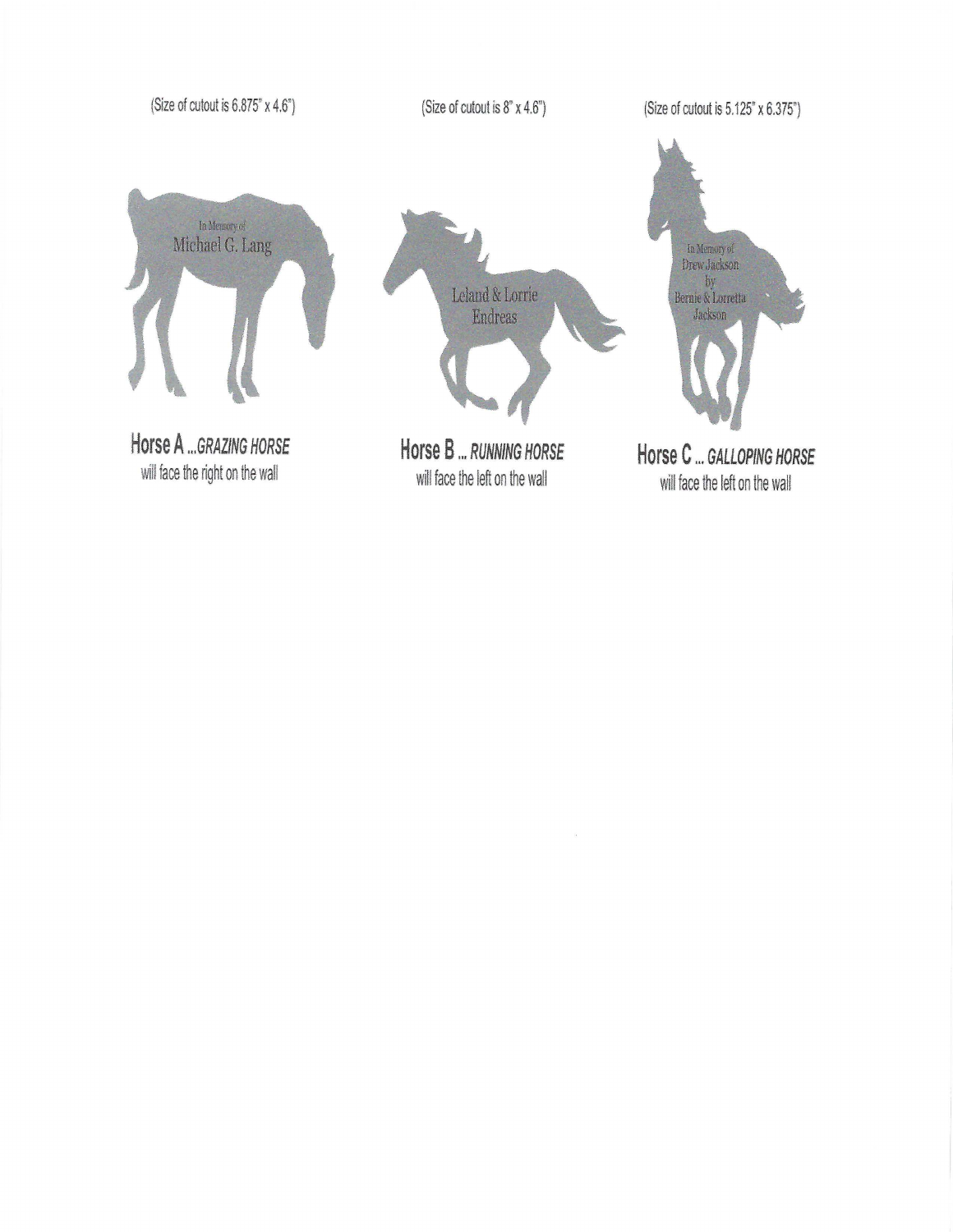(Size of cutout is 6.875" x 4.6")

In Memory of
Michael G. Lang

**Horse A** ...*GRAZING HORSE*
will face the right on the wall

(Size of cutout is 8" x 4.6")

Leland & Lorrie
Endreas

**Horse B** ... *RUNNING HORSE*
will face the left on the wall

(Size of cutout is 5.125" x 6.375")

In Memory of
Drew Jackson
by
Bernie & Lorretta
Jackson

**Horse C** ... *GALLOPING HORSE*
will face the left on the wall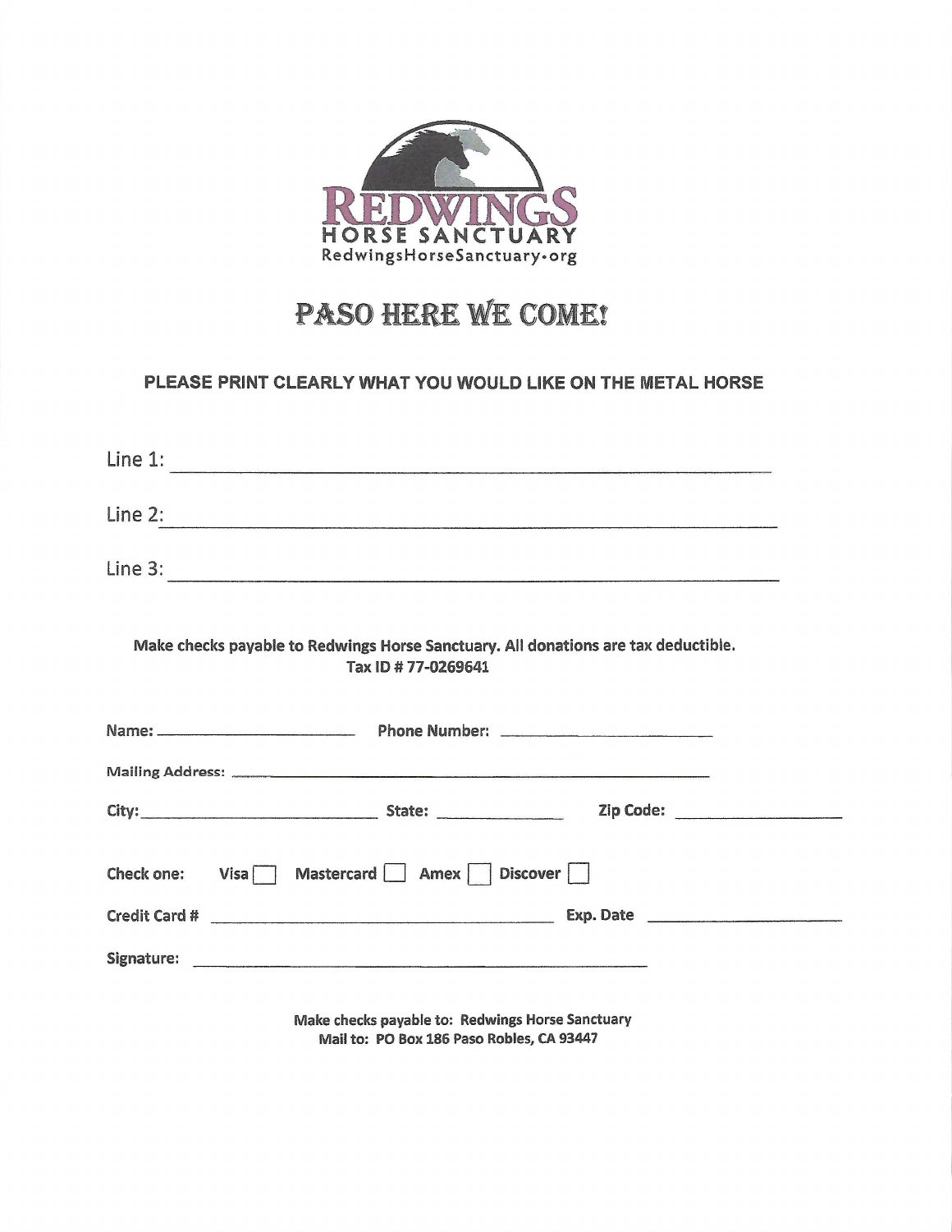REDWINGS
HORSE SANCTUARY
RedwingsHorseSanctuary.org

# PASO HERE WE COME!

**PLEASE PRINT CLEARLY WHAT YOU WOULD LIKE ON THE METAL HORSE**

Line 1: ______________________________________________

Line 2: ______________________________________________

Line 3: ______________________________________________

**Make checks payable to Redwings Horse Sanctuary. All donations are tax deductible.**
**Tax ID # 77-0269641**

**Name:** ____________________ **Phone Number:** ____________________

**Mailing Address:** ______________________________________________

**City:** ____________________ **State:** ____________ **Zip Code:** ______________

**Check one:** Visa ☐ Mastercard ☐ Amex ☐ Discover ☐

**Credit Card #** ______________________________ **Exp. Date** ________________

**Signature:** ______________________________________________

**Make checks payable to: Redwings Horse Sanctuary**
**Mail to: PO Box 186 Paso Robles, CA 93447**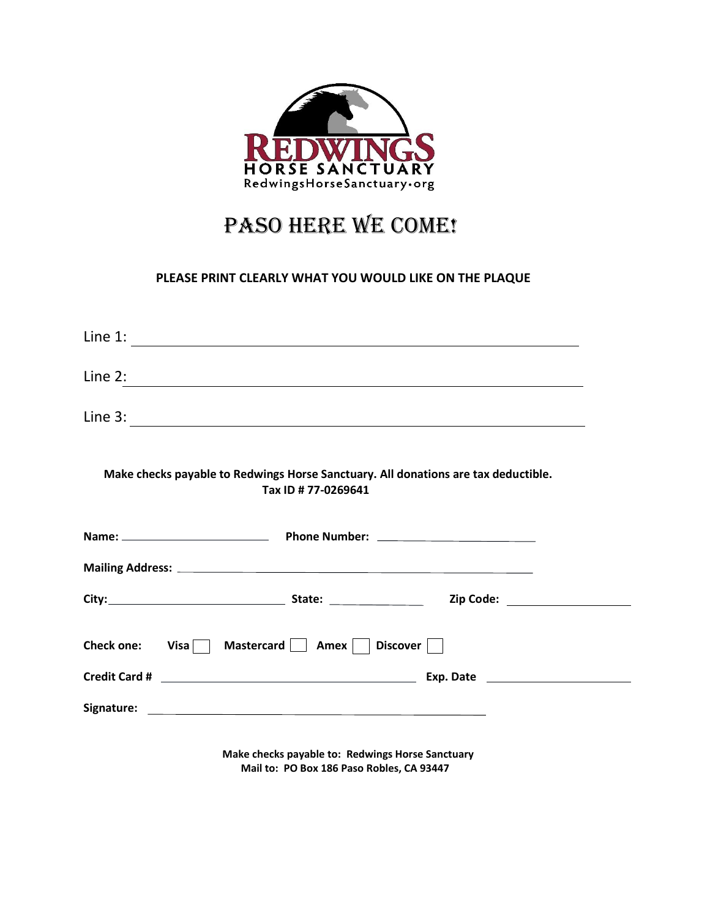REDWINGS
HORSE SANCTUARY
RedwingsHorseSanctuary•org

# PASO HERE WE COME!

**PLEASE PRINT CLEARLY WHAT YOU WOULD LIKE ON THE PLAQUE**

Line 1: ______________________________________________

Line 2: ______________________________________________

Line 3: ______________________________________________

**Make checks payable to Redwings Horse Sanctuary. All donations are tax deductible.**
**Tax ID # 77-0269641**

**Name:** ____________________ **Phone Number:** ____________________

**Mailing Address:** ______________________________________________

**City:** ____________________ **State:** ____________ **Zip Code:** ____________

**Check one:** **Visa** ☐ **Mastercard** ☐ **Amex** ☐ **Discover** ☐

**Credit Card #** ______________________________ **Exp. Date** ____________

**Signature:** ______________________________________________

**Make checks payable to: Redwings Horse Sanctuary**
**Mail to: PO Box 186 Paso Robles, CA 93447**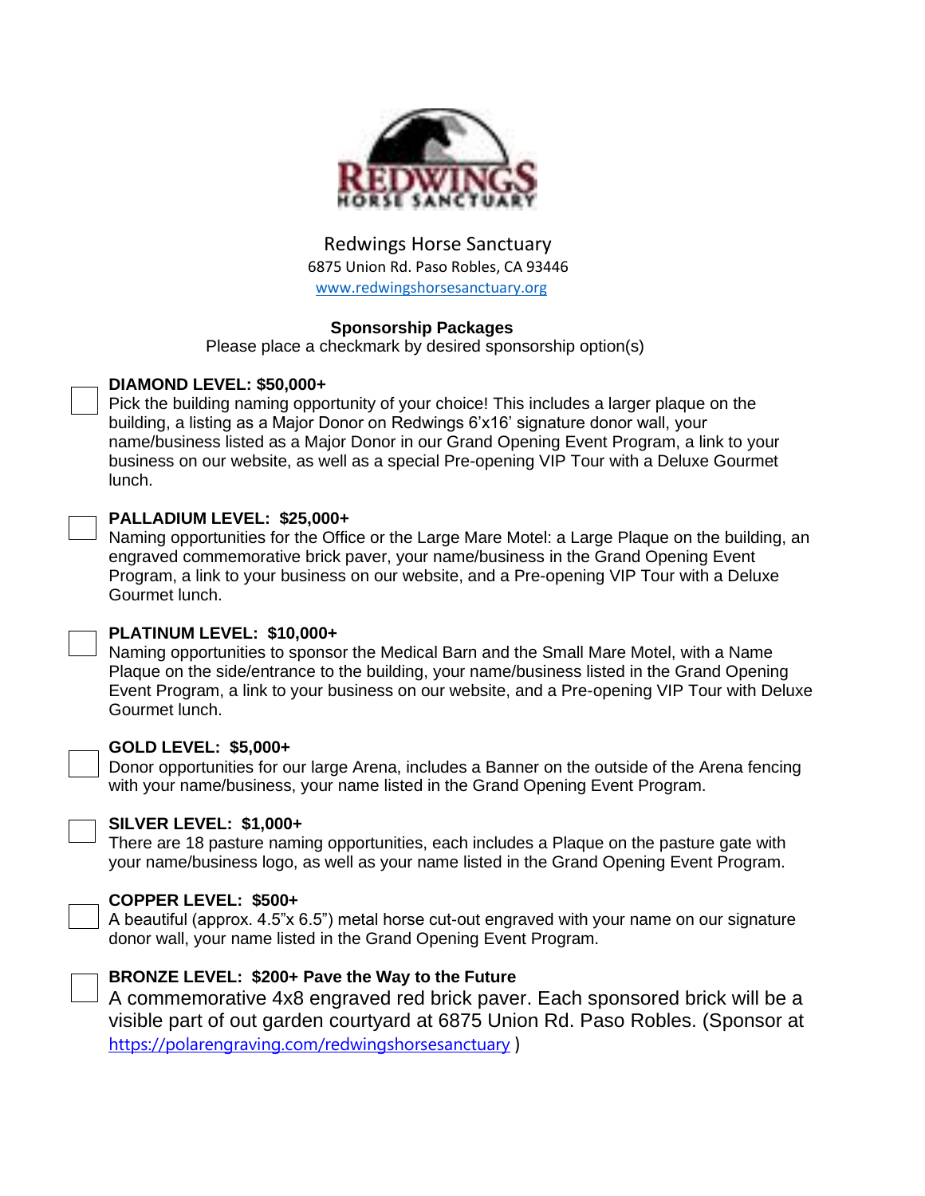Redwings Horse Sanctuary
6875 Union Rd. Paso Robles, CA 93446
www.redwingshorsesanctuary.org

**Sponsorship Packages**

Please place a checkmark by desired sponsorship option(s)

☐ **DIAMOND LEVEL: $50,000+**
Pick the building naming opportunity of your choice! This includes a larger plaque on the building, a listing as a Major Donor on Redwings 6'x16' signature donor wall, your name/business listed as a Major Donor in our Grand Opening Event Program, a link to your business on our website, as well as a special Pre-opening VIP Tour with a Deluxe Gourmet lunch.

☐ **PALLADIUM LEVEL: $25,000+**
Naming opportunities for the Office or the Large Mare Motel: a Large Plaque on the building, an engraved commemorative brick paver, your name/business in the Grand Opening Event Program, a link to your business on our website, and a Pre-opening VIP Tour with a Deluxe Gourmet lunch.

☐ **PLATINUM LEVEL: $10,000+**
Naming opportunities to sponsor the Medical Barn and the Small Mare Motel, with a Name Plaque on the side/entrance to the building, your name/business listed in the Grand Opening Event Program, a link to your business on our website, and a Pre-opening VIP Tour with Deluxe Gourmet lunch.

☐ **GOLD LEVEL: $5,000+**
Donor opportunities for our large Arena, includes a Banner on the outside of the Arena fencing with your name/business, your name listed in the Grand Opening Event Program.

☐ **SILVER LEVEL: $1,000+**
There are 18 pasture naming opportunities, each includes a Plaque on the pasture gate with your name/business logo, as well as your name listed in the Grand Opening Event Program.

☐ **COPPER LEVEL: $500+**
A beautiful (approx. 4.5"x 6.5") metal horse cut-out engraved with your name on our signature donor wall, your name listed in the Grand Opening Event Program.

☐ **BRONZE LEVEL: $200+ Pave the Way to the Future**
A commemorative 4x8 engraved red brick paver. Each sponsored brick will be a visible part of out garden courtyard at 6875 Union Rd. Paso Robles. (Sponsor at https://polarengraving.com/redwingshorsesanctuary )